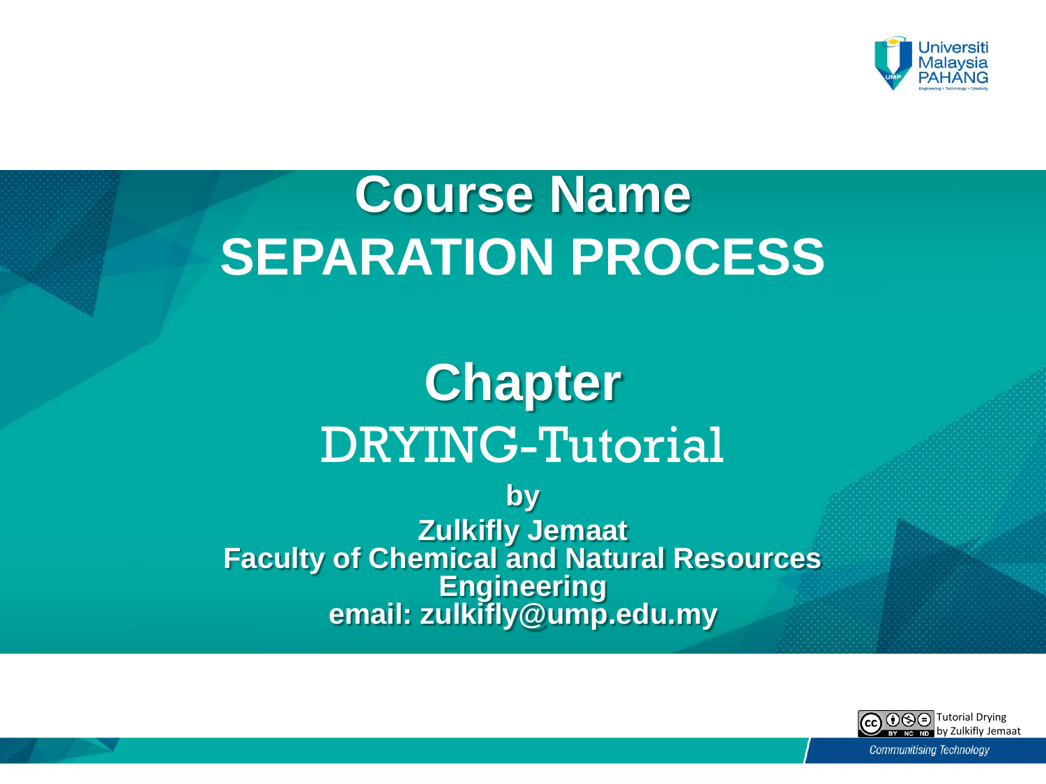# Course Name
# SEPARATION PROCESS

## Chapter
## DRYING-Tutorial

**by**

**Zulkifly Jemaat**

**Faculty of Chemical and Natural Resources Engineering**

**email: zulkifly@ump.edu.my**

Tutorial Drying by Zulkifly Jemaat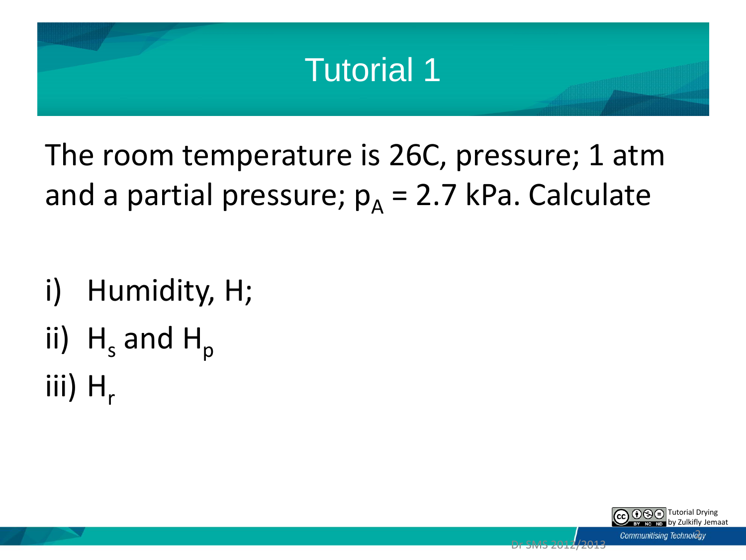# Tutorial 1

The room temperature is 26C, pressure; 1 atm and a partial pressure; $p_A$ = 2.7 kPa. Calculate

i) Humidity, H;

ii) $H_s$ and $H_p$

iii) $H_r$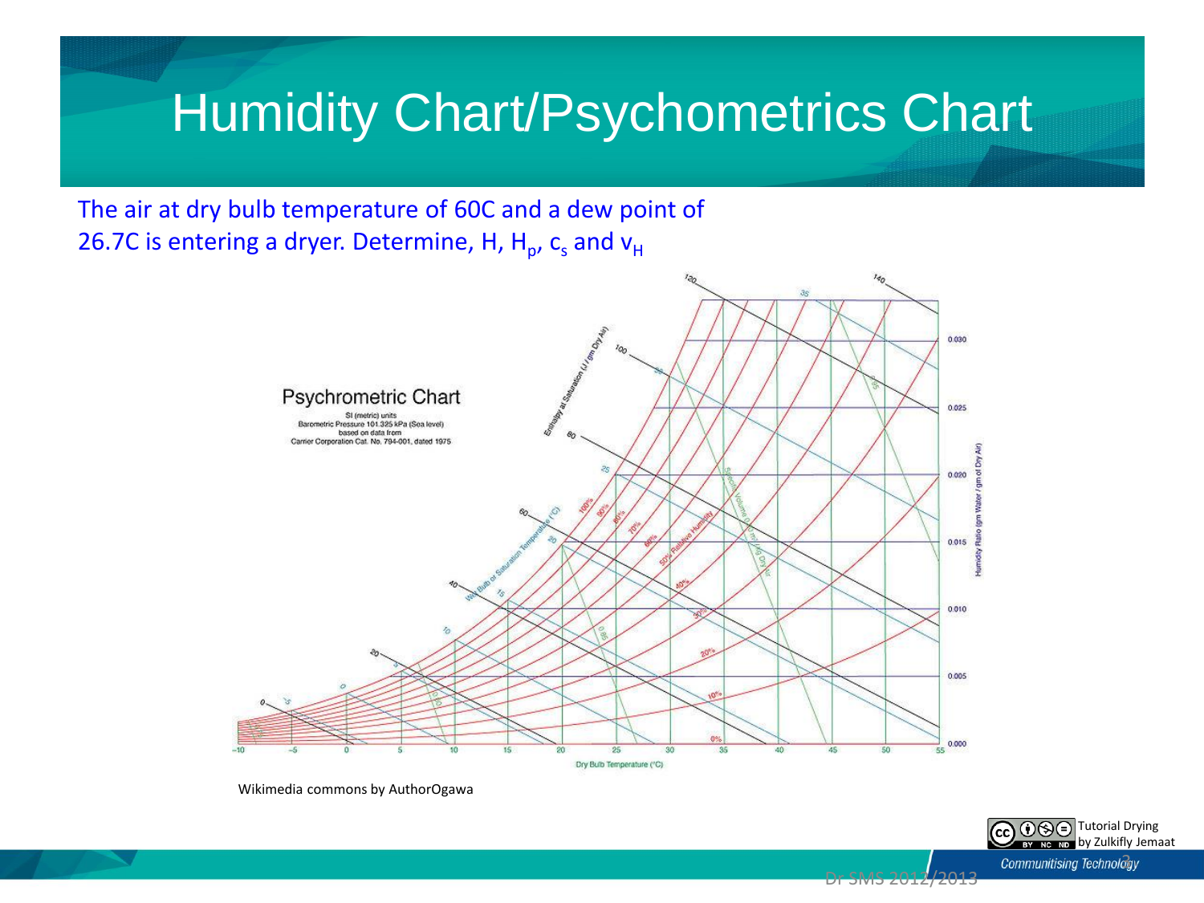# Humidity Chart/Psychometrics Chart

The air at dry bulb temperature of 60C and a dew point of 26.7C is entering a dryer. Determine, H, $H_p$, $c_s$ and $v_H$

Wikimedia commons by AuthorOgawa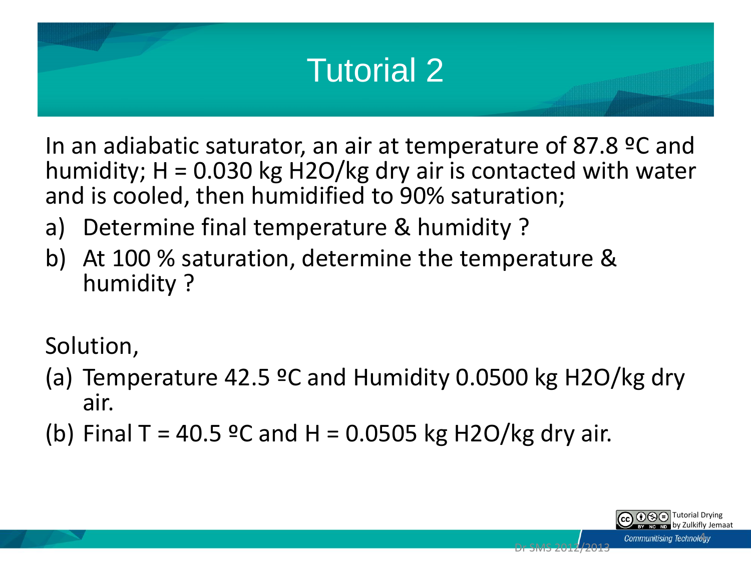# Tutorial 2

In an adiabatic saturator, an air at temperature of 87.8 ºC and humidity; H = 0.030 kg $H_2O$/kg dry air is contacted with water and is cooled, then humidified to 90% saturation;

a) Determine final temperature & humidity ?
b) At 100 % saturation, determine the temperature & humidity ?

Solution,

(a) Temperature 42.5 ºC and Humidity 0.0500 kg $H_2O$/kg dry air.
(b) Final T = 40.5 ºC and H = 0.0505 kg $H_2O$/kg dry air.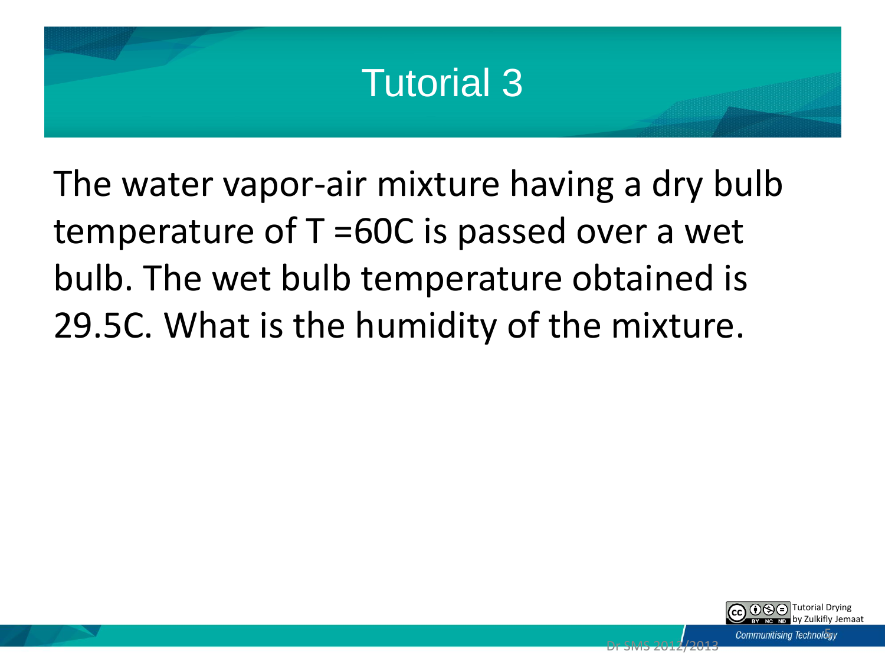# Tutorial 3

The water vapor-air mixture having a dry bulb temperature of T =60C is passed over a wet bulb. The wet bulb temperature obtained is 29.5C. What is the humidity of the mixture.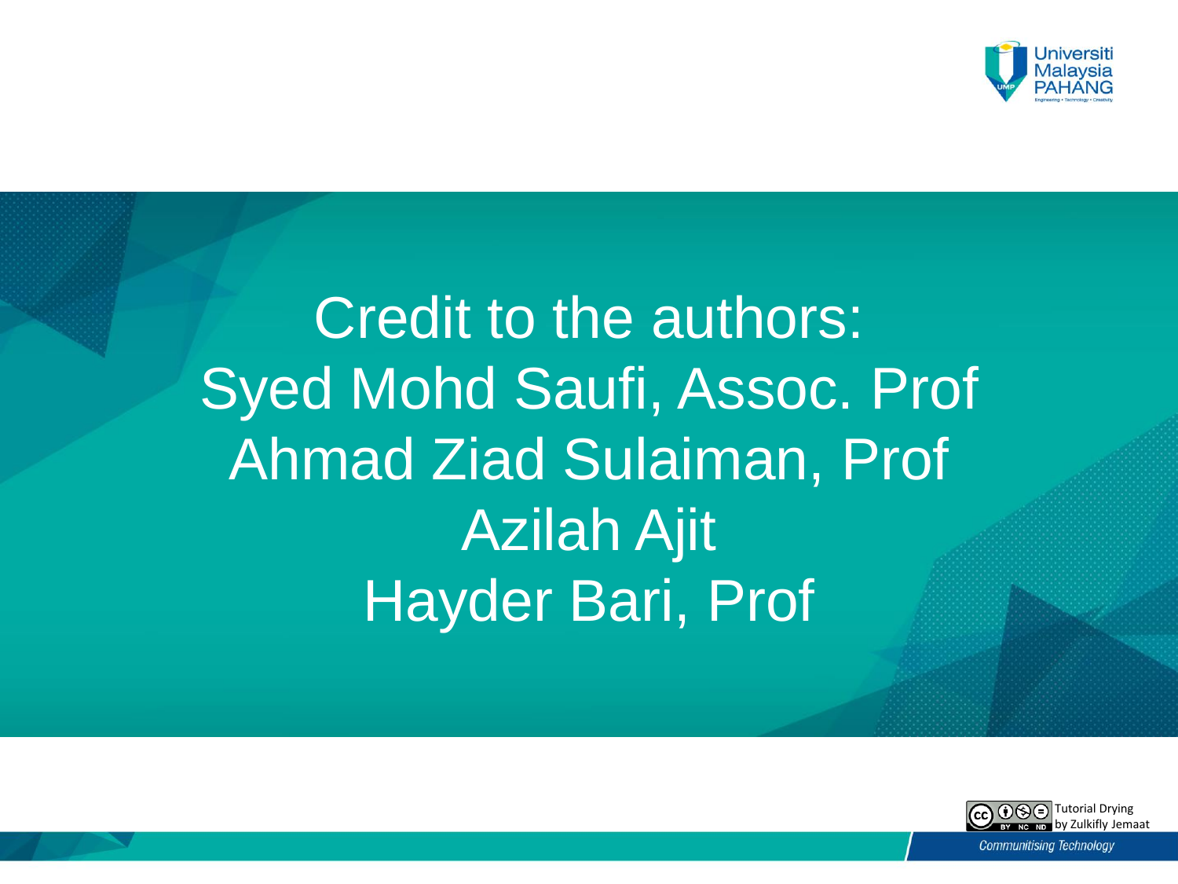Credit to the authors:
Syed Mohd Saufi, Assoc. Prof
Ahmad Ziad Sulaiman, Prof
Azilah Ajit
Hayder Bari, Prof

Tutorial Drying by Zulkifly Jemaat